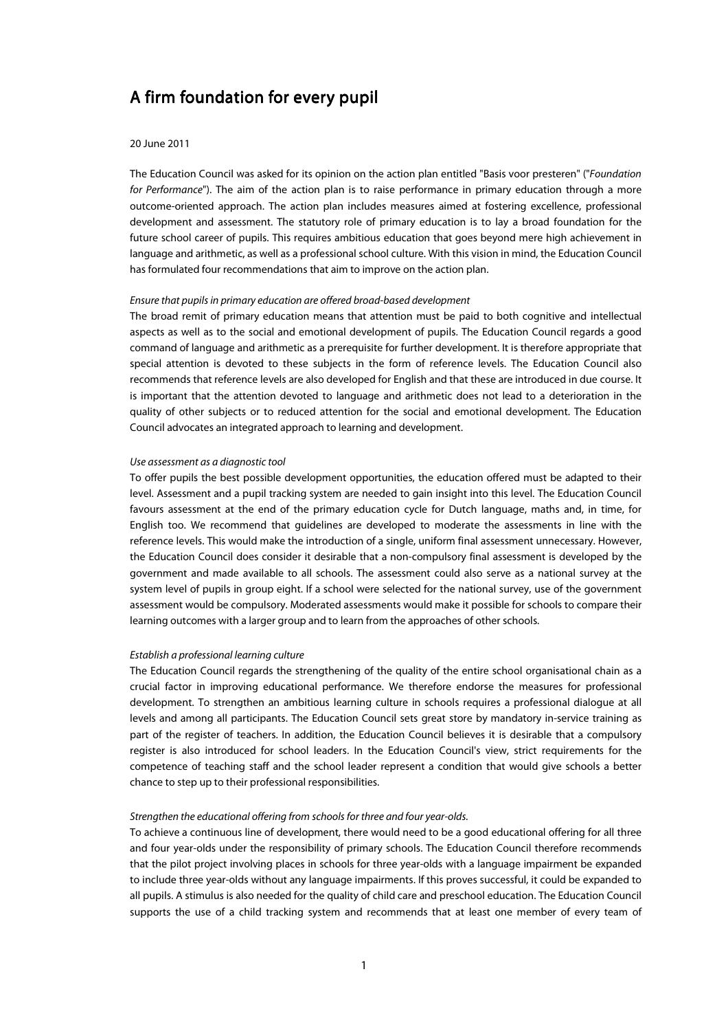# A firm foundation for every pupil

20 June 2011

The Education Council was asked for its opinion on the action plan entitled "Basis voor presteren" ("*Foundation for Performance*"). The aim of the action plan is to raise performance in primary education through a more outcome-oriented approach. The action plan includes measures aimed at fostering excellence, professional development and assessment. The statutory role of primary education is to lay a broad foundation for the future school career of pupils. This requires ambitious education that goes beyond mere high achievement in language and arithmetic, as well as a professional school culture. With this vision in mind, the Education Council has formulated four recommendations that aim to improve on the action plan.

*Ensure that pupils in primary education are offered broad-based development*

The broad remit of primary education means that attention must be paid to both cognitive and intellectual aspects as well as to the social and emotional development of pupils. The Education Council regards a good command of language and arithmetic as a prerequisite for further development. It is therefore appropriate that special attention is devoted to these subjects in the form of reference levels. The Education Council also recommends that reference levels are also developed for English and that these are introduced in due course. It is important that the attention devoted to language and arithmetic does not lead to a deterioration in the quality of other subjects or to reduced attention for the social and emotional development. The Education Council advocates an integrated approach to learning and development.

*Use assessment as a diagnostic tool*

To offer pupils the best possible development opportunities, the education offered must be adapted to their level. Assessment and a pupil tracking system are needed to gain insight into this level. The Education Council favours assessment at the end of the primary education cycle for Dutch language, maths and, in time, for English too. We recommend that guidelines are developed to moderate the assessments in line with the reference levels. This would make the introduction of a single, uniform final assessment unnecessary. However, the Education Council does consider it desirable that a non-compulsory final assessment is developed by the government and made available to all schools. The assessment could also serve as a national survey at the system level of pupils in group eight. If a school were selected for the national survey, use of the government assessment would be compulsory. Moderated assessments would make it possible for schools to compare their learning outcomes with a larger group and to learn from the approaches of other schools.

*Establish a professional learning culture*

The Education Council regards the strengthening of the quality of the entire school organisational chain as a crucial factor in improving educational performance. We therefore endorse the measures for professional development. To strengthen an ambitious learning culture in schools requires a professional dialogue at all levels and among all participants. The Education Council sets great store by mandatory in-service training as part of the register of teachers. In addition, the Education Council believes it is desirable that a compulsory register is also introduced for school leaders. In the Education Council's view, strict requirements for the competence of teaching staff and the school leader represent a condition that would give schools a better chance to step up to their professional responsibilities.

*Strengthen the educational offering from schools for three and four year-olds.*

To achieve a continuous line of development, there would need to be a good educational offering for all three and four year-olds under the responsibility of primary schools. The Education Council therefore recommends that the pilot project involving places in schools for three year-olds with a language impairment be expanded to include three year-olds without any language impairments. If this proves successful, it could be expanded to all pupils. A stimulus is also needed for the quality of child care and preschool education. The Education Council supports the use of a child tracking system and recommends that at least one member of every team of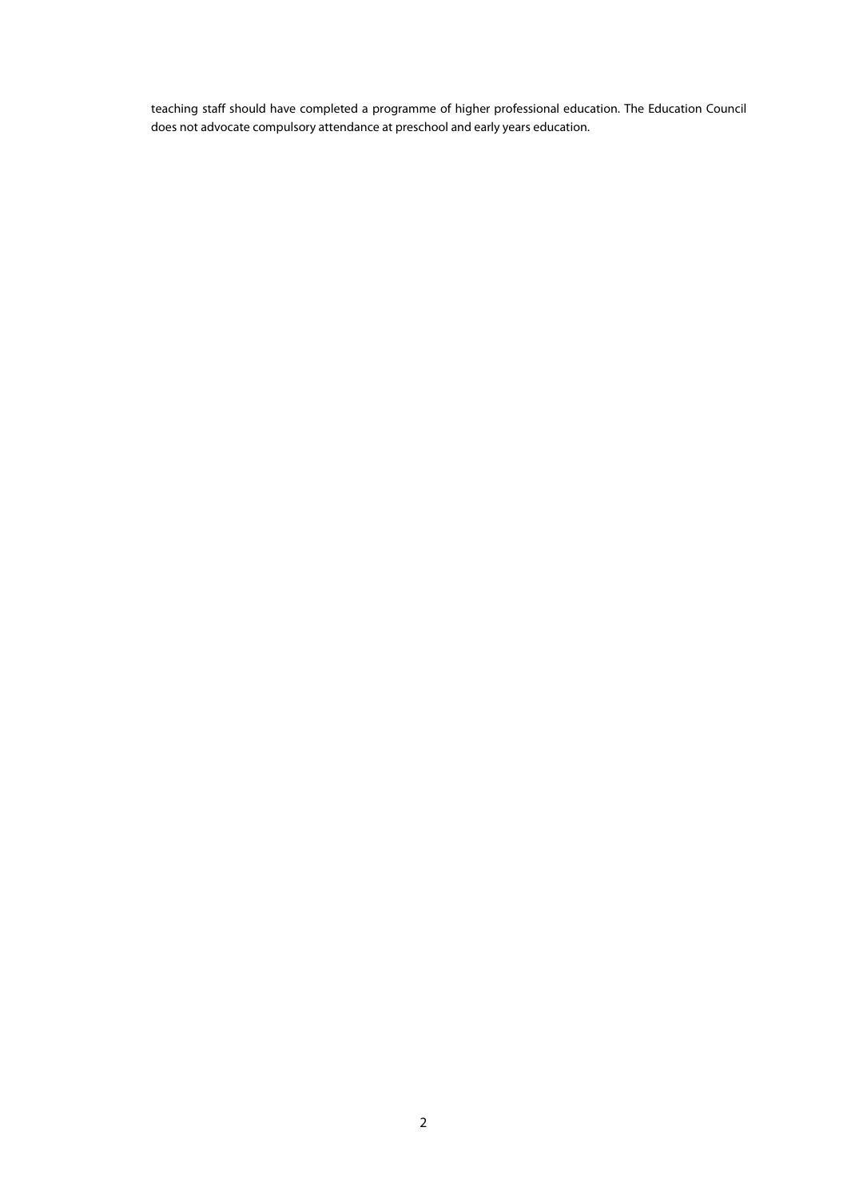teaching staff should have completed a programme of higher professional education. The Education Council does not advocate compulsory attendance at preschool and early years education.